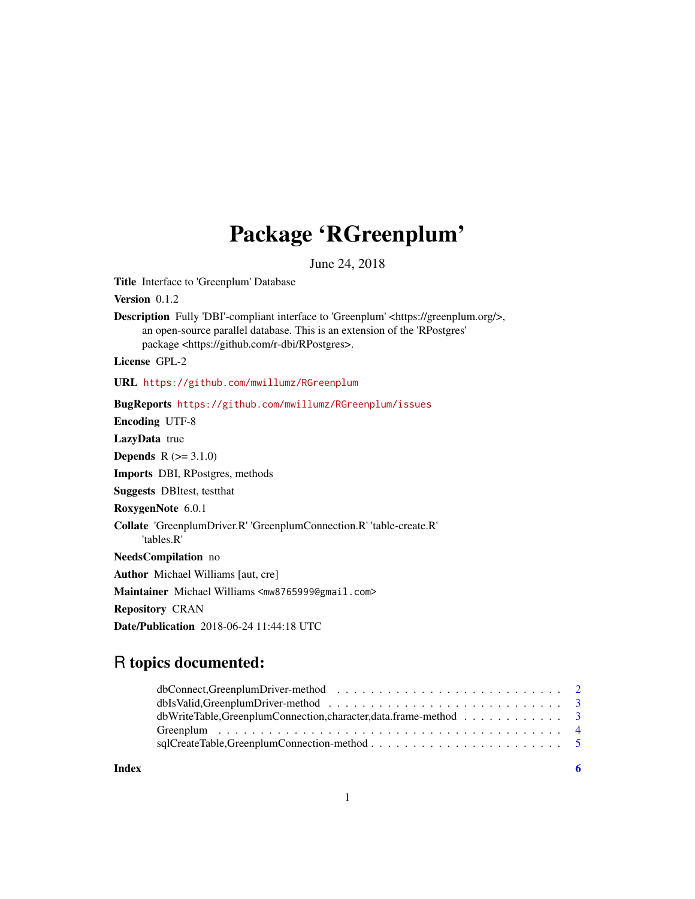# Package 'RGreenplum'

June 24, 2018

**Title** Interface to 'Greenplum' Database

**Version** 0.1.2

**Description** Fully 'DBI'-compliant interface to 'Greenplum' <https://greenplum.org/>, an open-source parallel database. This is an extension of the 'RPostgres' package <https://github.com/r-dbi/RPostgres>.

**License** GPL-2

**URL** https://github.com/mwillumz/RGreenplum

**BugReports** https://github.com/mwillumz/RGreenplum/issues

**Encoding** UTF-8

**LazyData** true

**Depends** R (>= 3.1.0)

**Imports** DBI, RPostgres, methods

**Suggests** DBItest, testthat

**RoxygenNote** 6.0.1

**Collate** 'GreenplumDriver.R' 'GreenplumConnection.R' 'table-create.R' 'tables.R'

**NeedsCompilation** no

**Author** Michael Williams [aut, cre]

**Maintainer** Michael Williams <mw8765999@gmail.com>

**Repository** CRAN

**Date/Publication** 2018-06-24 11:44:18 UTC

## R topics documented:

| | |
|---|---|
| dbConnect,GreenplumDriver-method | 2 |
| dbIsValid,GreenplumDriver-method | 3 |
| dbWriteTable,GreenplumConnection,character,data.frame-method | 3 |
| Greenplum | 4 |
| sqlCreateTable,GreenplumConnection-method | 5 |
| **Index** | **6** |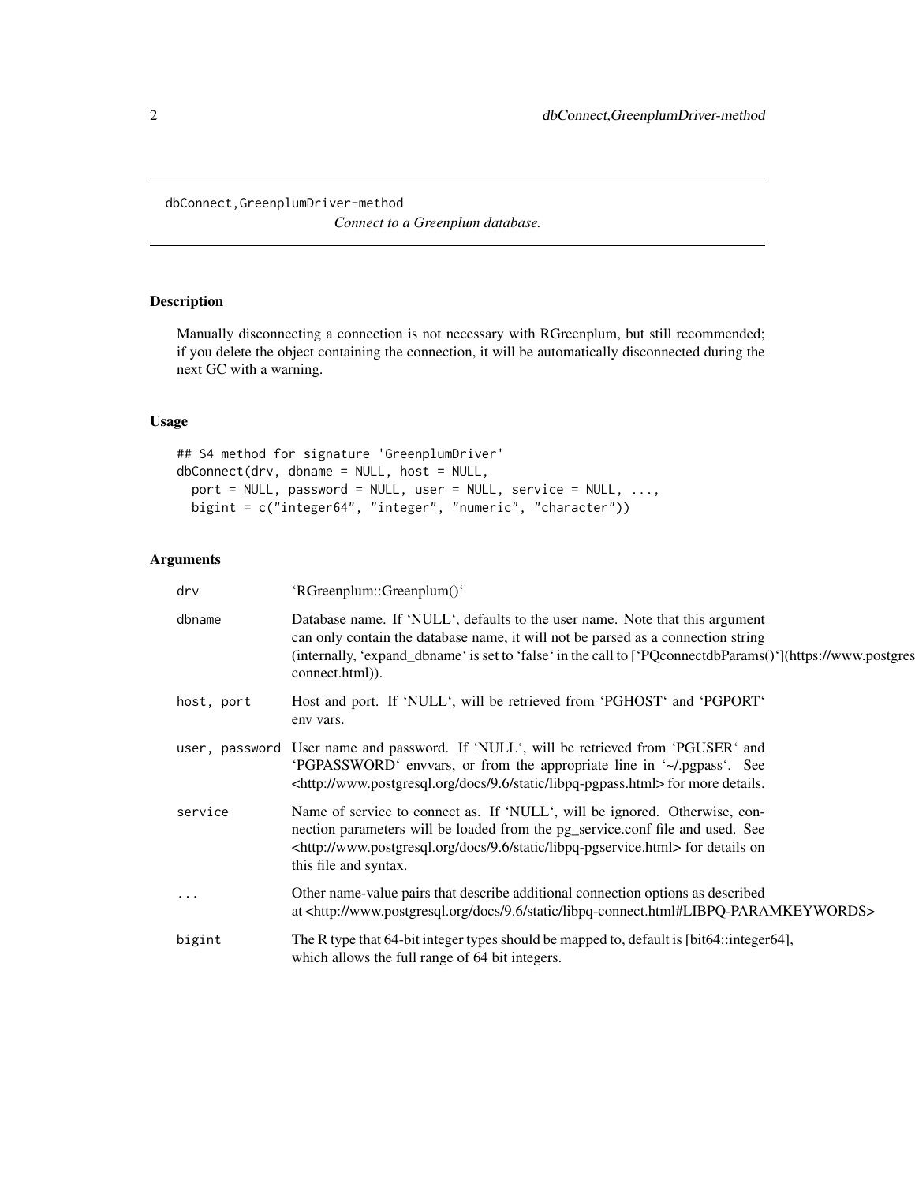dbConnect,GreenplumDriver-method

*Connect to a Greenplum database.*

## Description

Manually disconnecting a connection is not necessary with RGreenplum, but still recommended; if you delete the object containing the connection, it will be automatically disconnected during the next GC with a warning.

## Usage

```
## S4 method for signature 'GreenplumDriver'
dbConnect(drv, dbname = NULL, host = NULL,
  port = NULL, password = NULL, user = NULL, service = NULL, ...,
  bigint = c("integer64", "integer", "numeric", "character"))
```

## Arguments

| | |
|---|---|
| `drv` | ‘RGreenplum::Greenplum()‘ |
| `dbname` | Database name. If ‘NULL‘, defaults to the user name. Note that this argument can only contain the database name, it will not be parsed as a connection string (internally, ‘expand_dbname‘ is set to ‘false‘ in the call to [‘PQconnectdbParams()‘](https://www.postgres connect.html)). |
| `host, port` | Host and port. If ‘NULL‘, will be retrieved from ‘PGHOST‘ and ‘PGPORT‘ env vars. |
| `user, password` | User name and password. If ‘NULL‘, will be retrieved from ‘PGUSER‘ and ‘PGPASSWORD‘ envvars, or from the appropriate line in ‘~/.pgpass‘. See <http://www.postgresql.org/docs/9.6/static/libpq-pgpass.html> for more details. |
| `service` | Name of service to connect as. If ‘NULL‘, will be ignored. Otherwise, connection parameters will be loaded from the pg_service.conf file and used. See <http://www.postgresql.org/docs/9.6/static/libpq-pgservice.html> for details on this file and syntax. |
| `...` | Other name-value pairs that describe additional connection options as described at <http://www.postgresql.org/docs/9.6/static/libpq-connect.html#LIBPQ-PARAMKEYWORDS> |
| `bigint` | The R type that 64-bit integer types should be mapped to, default is [bit64::integer64], which allows the full range of 64 bit integers. |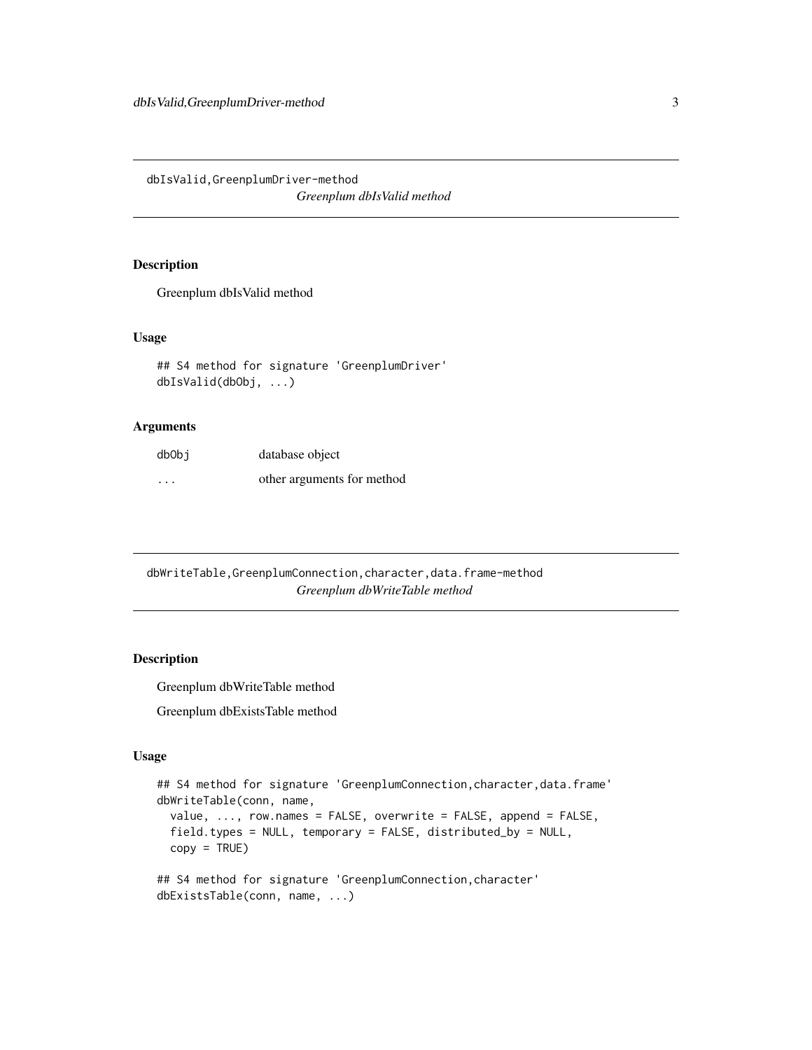## dbIsValid,GreenplumDriver-method

*Greenplum dbIsValid method*

### Description

Greenplum dbIsValid method

### Usage

```
## S4 method for signature 'GreenplumDriver'
dbIsValid(dbObj, ...)
```

### Arguments

| | |
|---|---|
| dbObj | database object |
| ... | other arguments for method |

## dbWriteTable,GreenplumConnection,character,data.frame-method

*Greenplum dbWriteTable method*

### Description

Greenplum dbWriteTable method

Greenplum dbExistsTable method

### Usage

```
## S4 method for signature 'GreenplumConnection,character,data.frame'
dbWriteTable(conn, name,
  value, ..., row.names = FALSE, overwrite = FALSE, append = FALSE,
  field.types = NULL, temporary = FALSE, distributed_by = NULL,
  copy = TRUE)

## S4 method for signature 'GreenplumConnection,character'
dbExistsTable(conn, name, ...)
```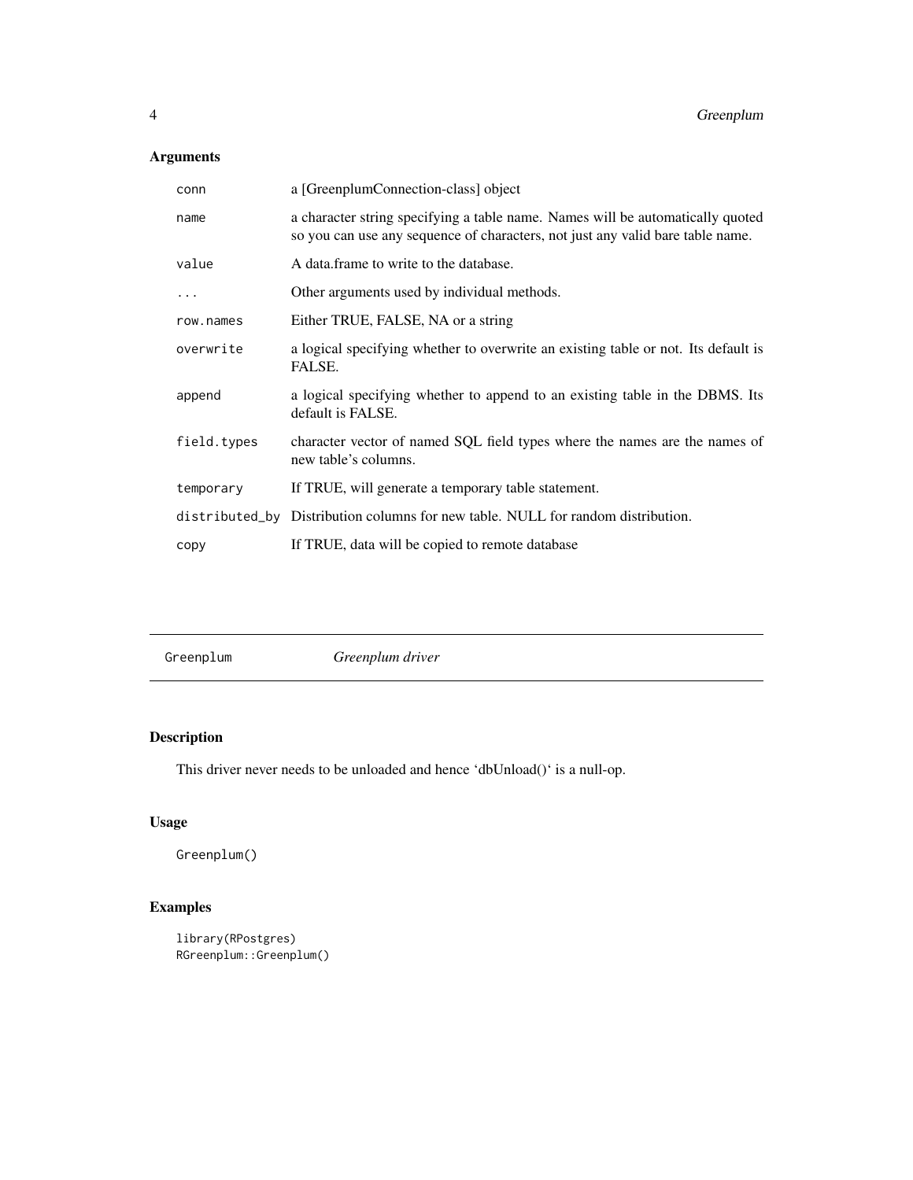## Arguments

| | |
|---|---|
| conn | a [GreenplumConnection-class] object |
| name | a character string specifying a table name. Names will be automatically quoted so you can use any sequence of characters, not just any valid bare table name. |
| value | A data.frame to write to the database. |
| ... | Other arguments used by individual methods. |
| row.names | Either TRUE, FALSE, NA or a string |
| overwrite | a logical specifying whether to overwrite an existing table or not. Its default is FALSE. |
| append | a logical specifying whether to append to an existing table in the DBMS. Its default is FALSE. |
| field.types | character vector of named SQL field types where the names are the names of new table's columns. |
| temporary | If TRUE, will generate a temporary table statement. |
| distributed_by | Distribution columns for new table. NULL for random distribution. |
| copy | If TRUE, data will be copied to remote database |

---

# Greenplum *Greenplum driver*

## Description

This driver never needs to be unloaded and hence 'dbUnload()' is a null-op.

## Usage

```
Greenplum()
```

## Examples

```
library(RPostgres)
RGreenplum::Greenplum()
```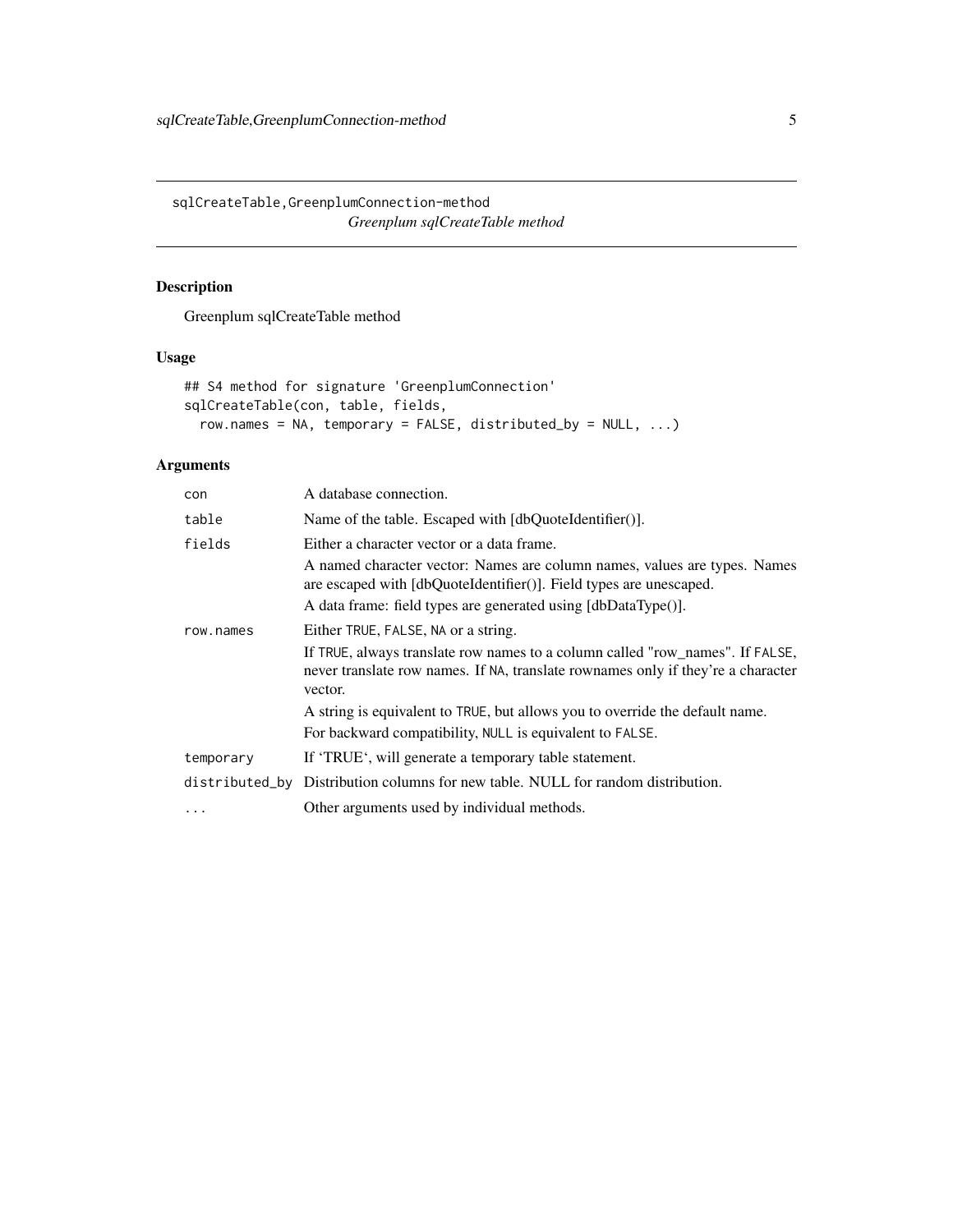## sqlCreateTable,GreenplumConnection-method

*Greenplum sqlCreateTable method*

### Description

Greenplum sqlCreateTable method

### Usage

```
## S4 method for signature 'GreenplumConnection'
sqlCreateTable(con, table, fields,
  row.names = NA, temporary = FALSE, distributed_by = NULL, ...)
```

### Arguments

| | |
|---|---|
| `con` | A database connection. |
| `table` | Name of the table. Escaped with [dbQuoteIdentifier()]. |
| `fields` | Either a character vector or a data frame.<br>A named character vector: Names are column names, values are types. Names are escaped with [dbQuoteIdentifier()]. Field types are unescaped.<br>A data frame: field types are generated using [dbDataType()]. |
| `row.names` | Either `TRUE`, `FALSE`, `NA` or a string.<br>If `TRUE`, always translate row names to a column called "row_names". If `FALSE`, never translate row names. If `NA`, translate rownames only if they're a character vector.<br>A string is equivalent to `TRUE`, but allows you to override the default name.<br>For backward compatibility, `NULL` is equivalent to `FALSE`. |
| `temporary` | If 'TRUE', will generate a temporary table statement. |
| `distributed_by` | Distribution columns for new table. NULL for random distribution. |
| `...` | Other arguments used by individual methods. |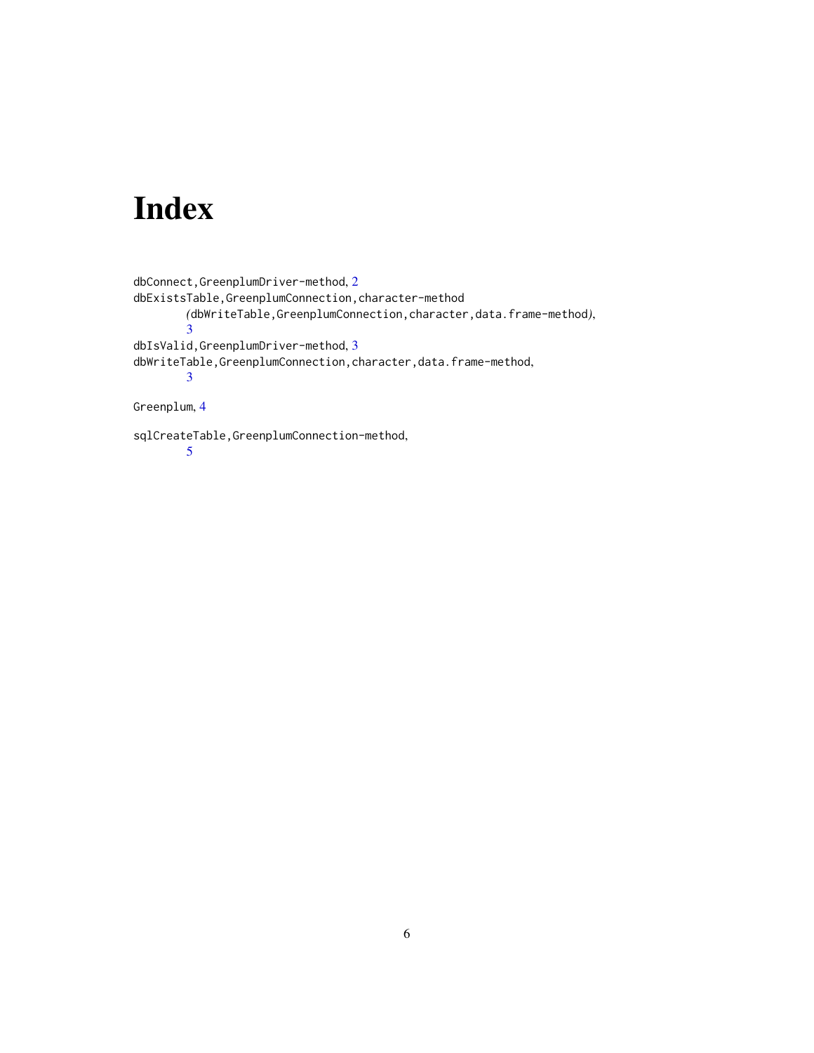# Index

dbConnect,GreenplumDriver-method, 2
dbExistsTable,GreenplumConnection,character-method
    *(*dbWriteTable,GreenplumConnection,character,data.frame-method*)*, 3
dbIsValid,GreenplumDriver-method, 3
dbWriteTable,GreenplumConnection,character,data.frame-method, 3

Greenplum, 4

sqlCreateTable,GreenplumConnection-method, 5